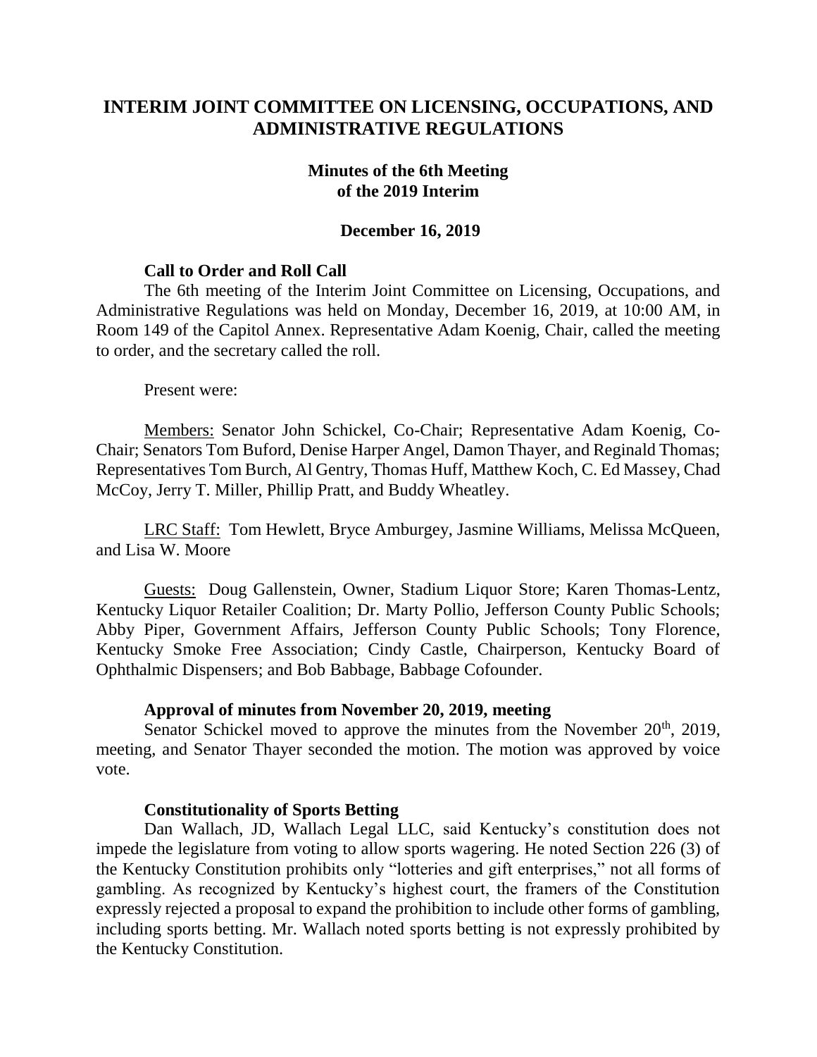# INTERIM JOINT COMMITTEE ON LICENSING, OCCUPATIONS, AND ADMINISTRATIVE REGULATIONS

## Minutes of the 6th Meeting of the 2019 Interim

### December 16, 2019

**Call to Order and Roll Call**

The 6th meeting of the Interim Joint Committee on Licensing, Occupations, and Administrative Regulations was held on Monday, December 16, 2019, at 10:00 AM, in Room 149 of the Capitol Annex. Representative Adam Koenig, Chair, called the meeting to order, and the secretary called the roll.

Present were:

Members: Senator John Schickel, Co-Chair; Representative Adam Koenig, Co-Chair; Senators Tom Buford, Denise Harper Angel, Damon Thayer, and Reginald Thomas; Representatives Tom Burch, Al Gentry, Thomas Huff, Matthew Koch, C. Ed Massey, Chad McCoy, Jerry T. Miller, Phillip Pratt, and Buddy Wheatley.

LRC Staff: Tom Hewlett, Bryce Amburgey, Jasmine Williams, Melissa McQueen, and Lisa W. Moore

Guests: Doug Gallenstein, Owner, Stadium Liquor Store; Karen Thomas-Lentz, Kentucky Liquor Retailer Coalition; Dr. Marty Pollio, Jefferson County Public Schools; Abby Piper, Government Affairs, Jefferson County Public Schools; Tony Florence, Kentucky Smoke Free Association; Cindy Castle, Chairperson, Kentucky Board of Ophthalmic Dispensers; and Bob Babbage, Babbage Cofounder.

**Approval of minutes from November 20, 2019, meeting**

Senator Schickel moved to approve the minutes from the November 20th, 2019, meeting, and Senator Thayer seconded the motion. The motion was approved by voice vote.

**Constitutionality of Sports Betting**

Dan Wallach, JD, Wallach Legal LLC, said Kentucky's constitution does not impede the legislature from voting to allow sports wagering. He noted Section 226 (3) of the Kentucky Constitution prohibits only "lotteries and gift enterprises," not all forms of gambling. As recognized by Kentucky's highest court, the framers of the Constitution expressly rejected a proposal to expand the prohibition to include other forms of gambling, including sports betting. Mr. Wallach noted sports betting is not expressly prohibited by the Kentucky Constitution.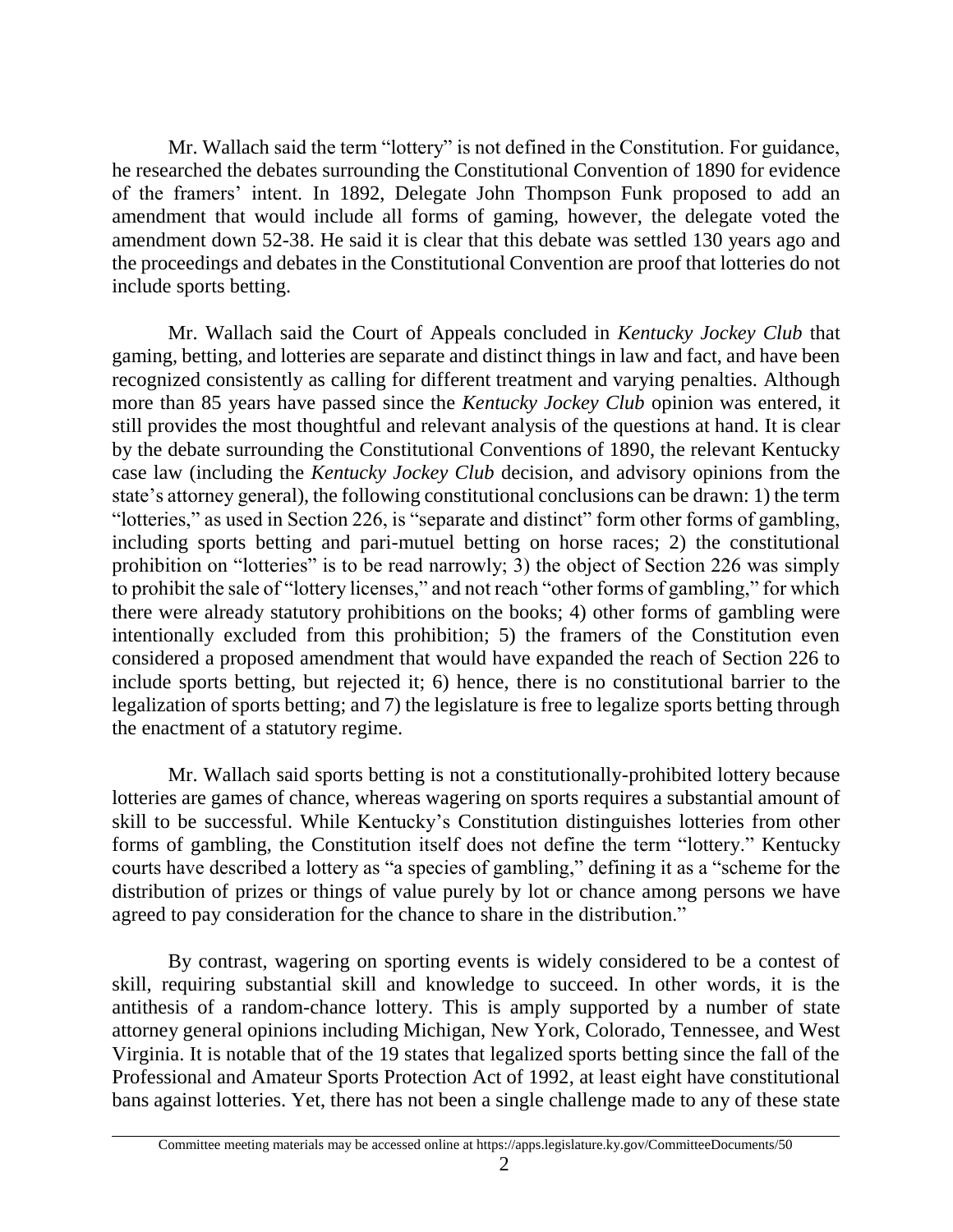Mr. Wallach said the term "lottery" is not defined in the Constitution. For guidance, he researched the debates surrounding the Constitutional Convention of 1890 for evidence of the framers' intent. In 1892, Delegate John Thompson Funk proposed to add an amendment that would include all forms of gaming, however, the delegate voted the amendment down 52-38. He said it is clear that this debate was settled 130 years ago and the proceedings and debates in the Constitutional Convention are proof that lotteries do not include sports betting.

Mr. Wallach said the Court of Appeals concluded in *Kentucky Jockey Club* that gaming, betting, and lotteries are separate and distinct things in law and fact, and have been recognized consistently as calling for different treatment and varying penalties. Although more than 85 years have passed since the *Kentucky Jockey Club* opinion was entered, it still provides the most thoughtful and relevant analysis of the questions at hand. It is clear by the debate surrounding the Constitutional Conventions of 1890, the relevant Kentucky case law (including the *Kentucky Jockey Club* decision, and advisory opinions from the state's attorney general), the following constitutional conclusions can be drawn: 1) the term "lotteries," as used in Section 226, is "separate and distinct" form other forms of gambling, including sports betting and pari-mutuel betting on horse races; 2) the constitutional prohibition on "lotteries" is to be read narrowly; 3) the object of Section 226 was simply to prohibit the sale of "lottery licenses," and not reach "other forms of gambling," for which there were already statutory prohibitions on the books; 4) other forms of gambling were intentionally excluded from this prohibition; 5) the framers of the Constitution even considered a proposed amendment that would have expanded the reach of Section 226 to include sports betting, but rejected it; 6) hence, there is no constitutional barrier to the legalization of sports betting; and 7) the legislature is free to legalize sports betting through the enactment of a statutory regime.

Mr. Wallach said sports betting is not a constitutionally-prohibited lottery because lotteries are games of chance, whereas wagering on sports requires a substantial amount of skill to be successful. While Kentucky's Constitution distinguishes lotteries from other forms of gambling, the Constitution itself does not define the term "lottery." Kentucky courts have described a lottery as "a species of gambling," defining it as a "scheme for the distribution of prizes or things of value purely by lot or chance among persons we have agreed to pay consideration for the chance to share in the distribution."

By contrast, wagering on sporting events is widely considered to be a contest of skill, requiring substantial skill and knowledge to succeed. In other words, it is the antithesis of a random-chance lottery. This is amply supported by a number of state attorney general opinions including Michigan, New York, Colorado, Tennessee, and West Virginia. It is notable that of the 19 states that legalized sports betting since the fall of the Professional and Amateur Sports Protection Act of 1992, at least eight have constitutional bans against lotteries. Yet, there has not been a single challenge made to any of these state

Committee meeting materials may be accessed online at https://apps.legislature.ky.gov/CommitteeDocuments/50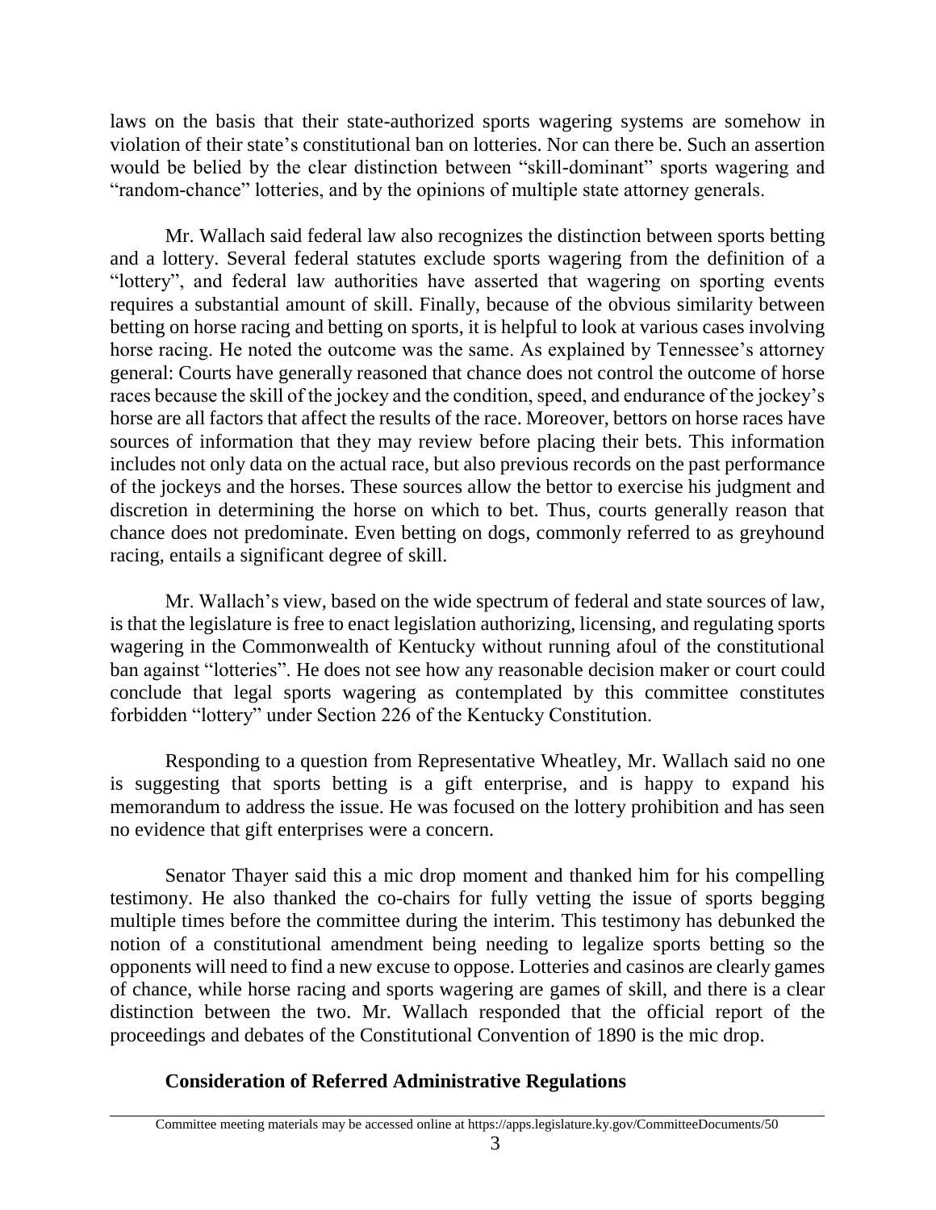laws on the basis that their state-authorized sports wagering systems are somehow in violation of their state's constitutional ban on lotteries. Nor can there be. Such an assertion would be belied by the clear distinction between "skill-dominant" sports wagering and "random-chance" lotteries, and by the opinions of multiple state attorney generals.

Mr. Wallach said federal law also recognizes the distinction between sports betting and a lottery. Several federal statutes exclude sports wagering from the definition of a "lottery", and federal law authorities have asserted that wagering on sporting events requires a substantial amount of skill. Finally, because of the obvious similarity between betting on horse racing and betting on sports, it is helpful to look at various cases involving horse racing. He noted the outcome was the same. As explained by Tennessee's attorney general: Courts have generally reasoned that chance does not control the outcome of horse races because the skill of the jockey and the condition, speed, and endurance of the jockey's horse are all factors that affect the results of the race. Moreover, bettors on horse races have sources of information that they may review before placing their bets. This information includes not only data on the actual race, but also previous records on the past performance of the jockeys and the horses. These sources allow the bettor to exercise his judgment and discretion in determining the horse on which to bet. Thus, courts generally reason that chance does not predominate. Even betting on dogs, commonly referred to as greyhound racing, entails a significant degree of skill.

Mr. Wallach's view, based on the wide spectrum of federal and state sources of law, is that the legislature is free to enact legislation authorizing, licensing, and regulating sports wagering in the Commonwealth of Kentucky without running afoul of the constitutional ban against "lotteries". He does not see how any reasonable decision maker or court could conclude that legal sports wagering as contemplated by this committee constitutes forbidden "lottery" under Section 226 of the Kentucky Constitution.

Responding to a question from Representative Wheatley, Mr. Wallach said no one is suggesting that sports betting is a gift enterprise, and is happy to expand his memorandum to address the issue. He was focused on the lottery prohibition and has seen no evidence that gift enterprises were a concern.

Senator Thayer said this a mic drop moment and thanked him for his compelling testimony. He also thanked the co-chairs for fully vetting the issue of sports begging multiple times before the committee during the interim. This testimony has debunked the notion of a constitutional amendment being needing to legalize sports betting so the opponents will need to find a new excuse to oppose. Lotteries and casinos are clearly games of chance, while horse racing and sports wagering are games of skill, and there is a clear distinction between the two. Mr. Wallach responded that the official report of the proceedings and debates of the Constitutional Convention of 1890 is the mic drop.

**Consideration of Referred Administrative Regulations**

Committee meeting materials may be accessed online at https://apps.legislature.ky.gov/CommitteeDocuments/50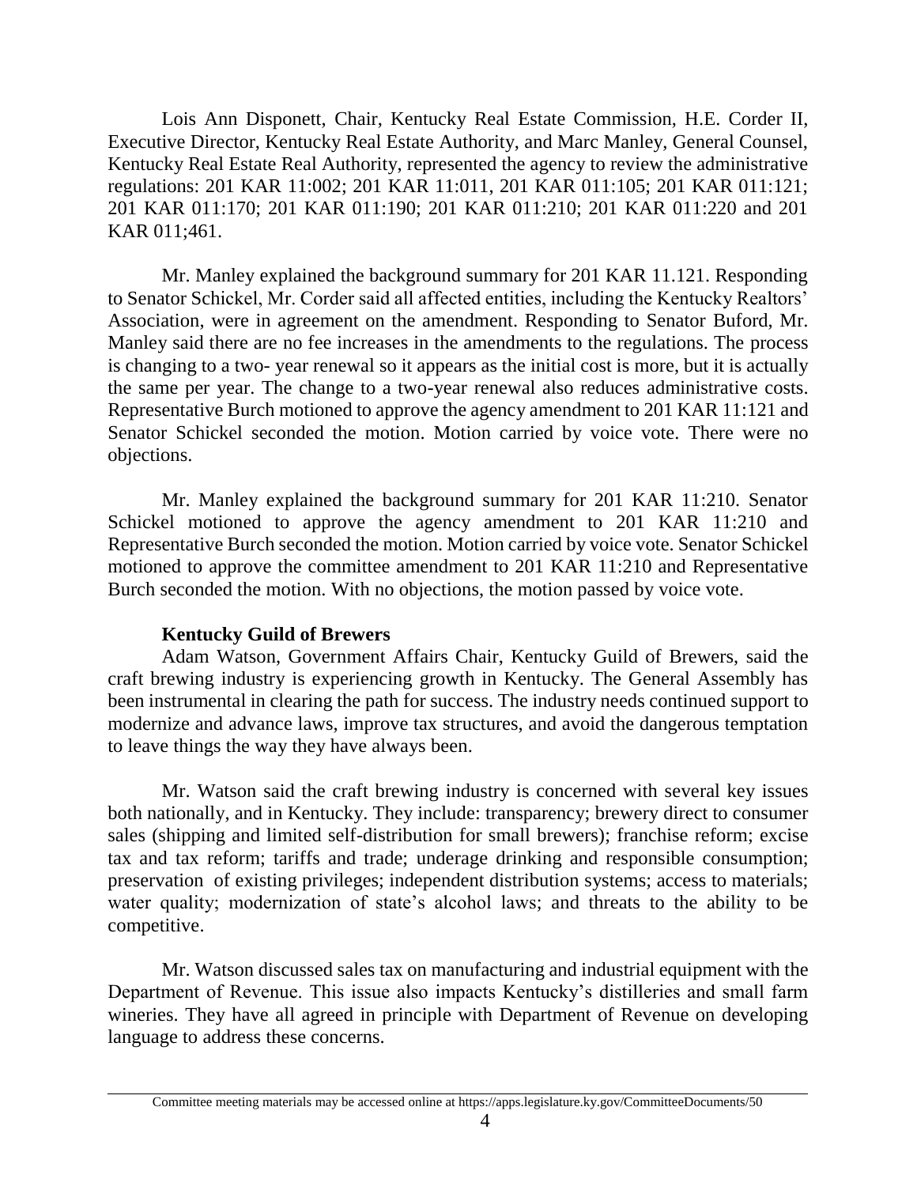Lois Ann Disponett, Chair, Kentucky Real Estate Commission, H.E. Corder II, Executive Director, Kentucky Real Estate Authority, and Marc Manley, General Counsel, Kentucky Real Estate Real Authority, represented the agency to review the administrative regulations: 201 KAR 11:002; 201 KAR 11:011, 201 KAR 011:105; 201 KAR 011:121; 201 KAR 011:170; 201 KAR 011:190; 201 KAR 011:210; 201 KAR 011:220 and 201 KAR 011;461.

Mr. Manley explained the background summary for 201 KAR 11.121. Responding to Senator Schickel, Mr. Corder said all affected entities, including the Kentucky Realtors' Association, were in agreement on the amendment. Responding to Senator Buford, Mr. Manley said there are no fee increases in the amendments to the regulations. The process is changing to a two- year renewal so it appears as the initial cost is more, but it is actually the same per year. The change to a two-year renewal also reduces administrative costs. Representative Burch motioned to approve the agency amendment to 201 KAR 11:121 and Senator Schickel seconded the motion. Motion carried by voice vote. There were no objections.

Mr. Manley explained the background summary for 201 KAR 11:210. Senator Schickel motioned to approve the agency amendment to 201 KAR 11:210 and Representative Burch seconded the motion. Motion carried by voice vote. Senator Schickel motioned to approve the committee amendment to 201 KAR 11:210 and Representative Burch seconded the motion. With no objections, the motion passed by voice vote.

**Kentucky Guild of Brewers**

Adam Watson, Government Affairs Chair, Kentucky Guild of Brewers, said the craft brewing industry is experiencing growth in Kentucky. The General Assembly has been instrumental in clearing the path for success. The industry needs continued support to modernize and advance laws, improve tax structures, and avoid the dangerous temptation to leave things the way they have always been.

Mr. Watson said the craft brewing industry is concerned with several key issues both nationally, and in Kentucky. They include: transparency; brewery direct to consumer sales (shipping and limited self-distribution for small brewers); franchise reform; excise tax and tax reform; tariffs and trade; underage drinking and responsible consumption; preservation of existing privileges; independent distribution systems; access to materials; water quality; modernization of state's alcohol laws; and threats to the ability to be competitive.

Mr. Watson discussed sales tax on manufacturing and industrial equipment with the Department of Revenue. This issue also impacts Kentucky's distilleries and small farm wineries. They have all agreed in principle with Department of Revenue on developing language to address these concerns.

Committee meeting materials may be accessed online at https://apps.legislature.ky.gov/CommitteeDocuments/50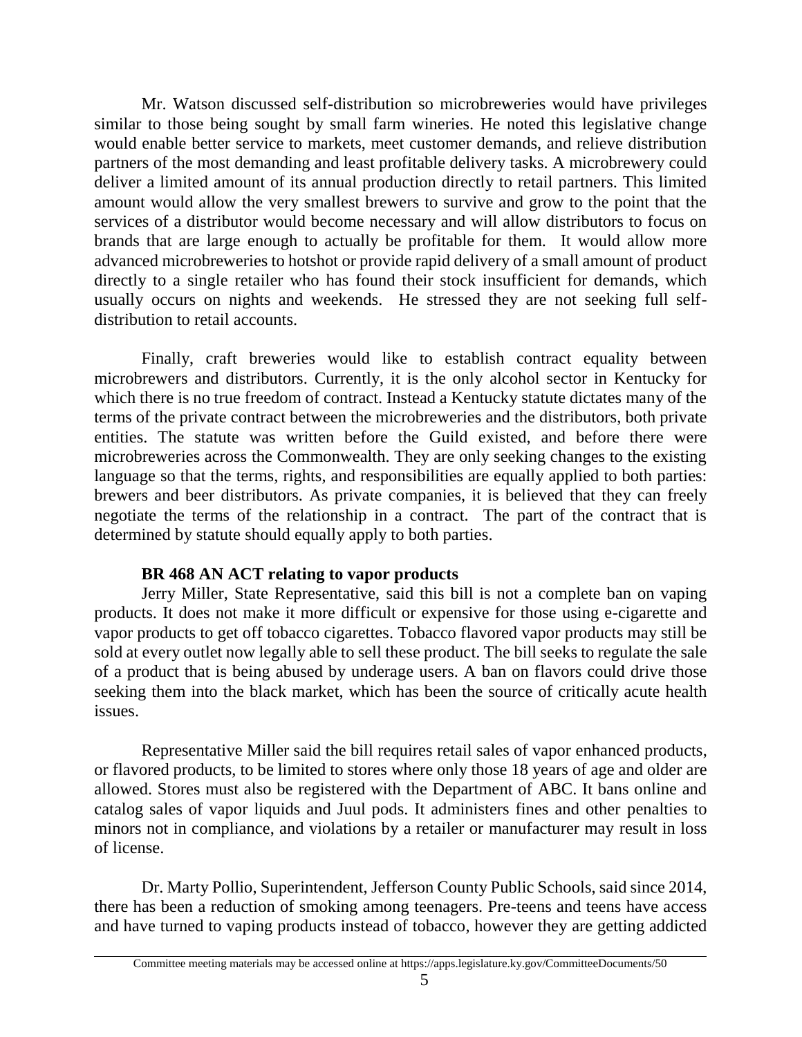Mr. Watson discussed self-distribution so microbreweries would have privileges similar to those being sought by small farm wineries. He noted this legislative change would enable better service to markets, meet customer demands, and relieve distribution partners of the most demanding and least profitable delivery tasks. A microbrewery could deliver a limited amount of its annual production directly to retail partners. This limited amount would allow the very smallest brewers to survive and grow to the point that the services of a distributor would become necessary and will allow distributors to focus on brands that are large enough to actually be profitable for them. It would allow more advanced microbreweries to hotshot or provide rapid delivery of a small amount of product directly to a single retailer who has found their stock insufficient for demands, which usually occurs on nights and weekends. He stressed they are not seeking full self-distribution to retail accounts.

Finally, craft breweries would like to establish contract equality between microbrewers and distributors. Currently, it is the only alcohol sector in Kentucky for which there is no true freedom of contract. Instead a Kentucky statute dictates many of the terms of the private contract between the microbreweries and the distributors, both private entities. The statute was written before the Guild existed, and before there were microbreweries across the Commonwealth. They are only seeking changes to the existing language so that the terms, rights, and responsibilities are equally applied to both parties: brewers and beer distributors. As private companies, it is believed that they can freely negotiate the terms of the relationship in a contract. The part of the contract that is determined by statute should equally apply to both parties.

**BR 468 AN ACT relating to vapor products**

Jerry Miller, State Representative, said this bill is not a complete ban on vaping products. It does not make it more difficult or expensive for those using e-cigarette and vapor products to get off tobacco cigarettes. Tobacco flavored vapor products may still be sold at every outlet now legally able to sell these product. The bill seeks to regulate the sale of a product that is being abused by underage users. A ban on flavors could drive those seeking them into the black market, which has been the source of critically acute health issues.

Representative Miller said the bill requires retail sales of vapor enhanced products, or flavored products, to be limited to stores where only those 18 years of age and older are allowed. Stores must also be registered with the Department of ABC. It bans online and catalog sales of vapor liquids and Juul pods. It administers fines and other penalties to minors not in compliance, and violations by a retailer or manufacturer may result in loss of license.

Dr. Marty Pollio, Superintendent, Jefferson County Public Schools, said since 2014, there has been a reduction of smoking among teenagers. Pre-teens and teens have access and have turned to vaping products instead of tobacco, however they are getting addicted

Committee meeting materials may be accessed online at https://apps.legislature.ky.gov/CommitteeDocuments/50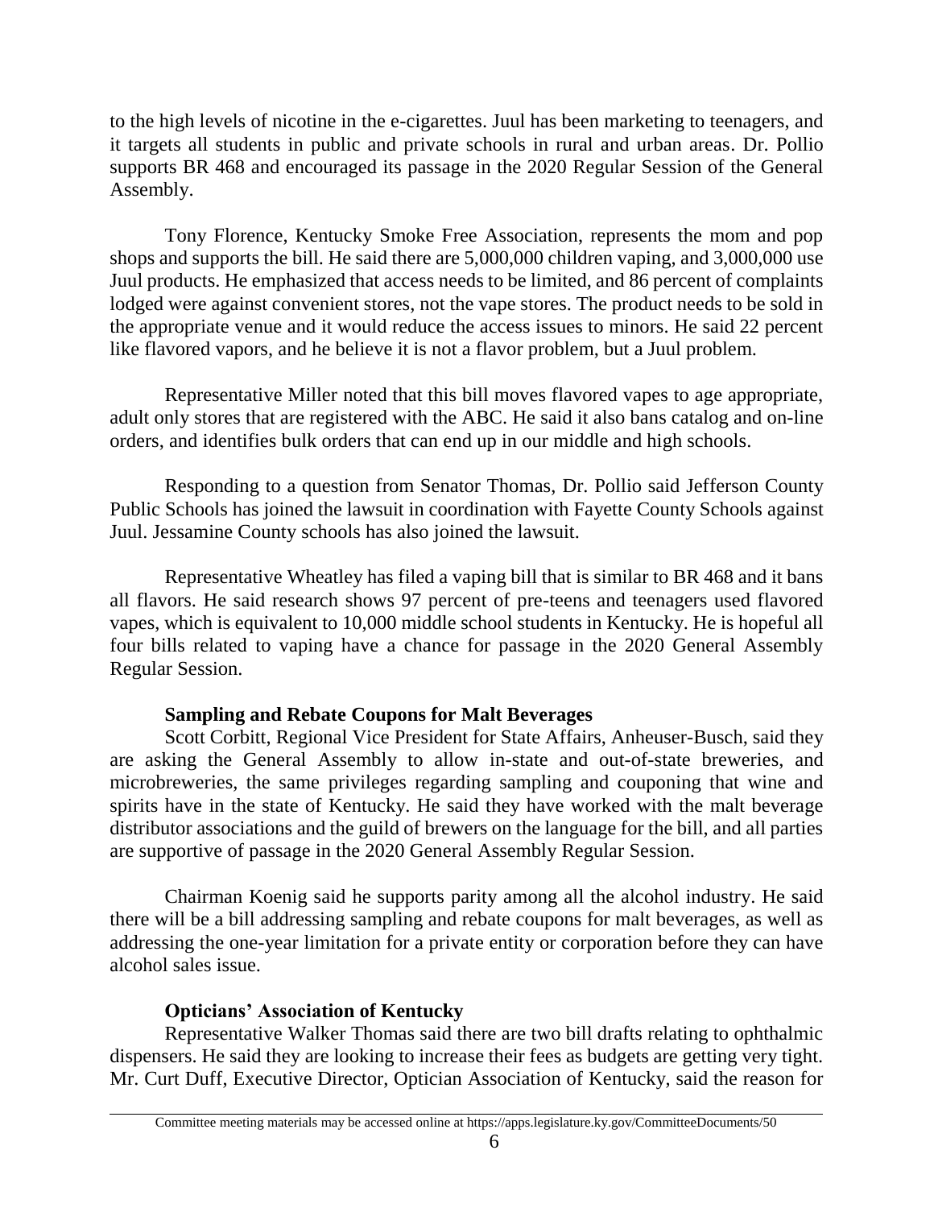to the high levels of nicotine in the e-cigarettes. Juul has been marketing to teenagers, and it targets all students in public and private schools in rural and urban areas. Dr. Pollio supports BR 468 and encouraged its passage in the 2020 Regular Session of the General Assembly.

Tony Florence, Kentucky Smoke Free Association, represents the mom and pop shops and supports the bill. He said there are 5,000,000 children vaping, and 3,000,000 use Juul products. He emphasized that access needs to be limited, and 86 percent of complaints lodged were against convenient stores, not the vape stores. The product needs to be sold in the appropriate venue and it would reduce the access issues to minors. He said 22 percent like flavored vapors, and he believe it is not a flavor problem, but a Juul problem.

Representative Miller noted that this bill moves flavored vapes to age appropriate, adult only stores that are registered with the ABC. He said it also bans catalog and on-line orders, and identifies bulk orders that can end up in our middle and high schools.

Responding to a question from Senator Thomas, Dr. Pollio said Jefferson County Public Schools has joined the lawsuit in coordination with Fayette County Schools against Juul. Jessamine County schools has also joined the lawsuit.

Representative Wheatley has filed a vaping bill that is similar to BR 468 and it bans all flavors. He said research shows 97 percent of pre-teens and teenagers used flavored vapes, which is equivalent to 10,000 middle school students in Kentucky. He is hopeful all four bills related to vaping have a chance for passage in the 2020 General Assembly Regular Session.

**Sampling and Rebate Coupons for Malt Beverages**

Scott Corbitt, Regional Vice President for State Affairs, Anheuser-Busch, said they are asking the General Assembly to allow in-state and out-of-state breweries, and microbreweries, the same privileges regarding sampling and couponing that wine and spirits have in the state of Kentucky. He said they have worked with the malt beverage distributor associations and the guild of brewers on the language for the bill, and all parties are supportive of passage in the 2020 General Assembly Regular Session.

Chairman Koenig said he supports parity among all the alcohol industry. He said there will be a bill addressing sampling and rebate coupons for malt beverages, as well as addressing the one-year limitation for a private entity or corporation before they can have alcohol sales issue.

**Opticians' Association of Kentucky**

Representative Walker Thomas said there are two bill drafts relating to ophthalmic dispensers. He said they are looking to increase their fees as budgets are getting very tight. Mr. Curt Duff, Executive Director, Optician Association of Kentucky, said the reason for

Committee meeting materials may be accessed online at https://apps.legislature.ky.gov/CommitteeDocuments/50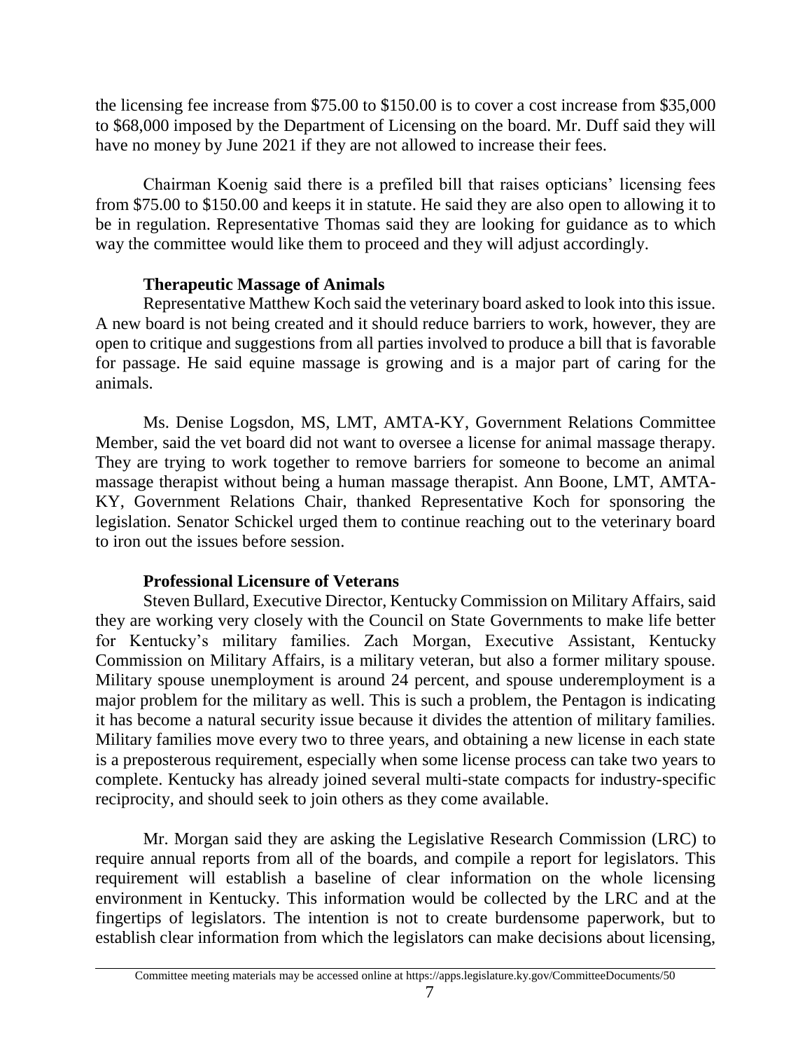the licensing fee increase from $75.00 to $150.00 is to cover a cost increase from $35,000 to $68,000 imposed by the Department of Licensing on the board. Mr. Duff said they will have no money by June 2021 if they are not allowed to increase their fees.

Chairman Koenig said there is a prefiled bill that raises opticians' licensing fees from $75.00 to $150.00 and keeps it in statute. He said they are also open to allowing it to be in regulation. Representative Thomas said they are looking for guidance as to which way the committee would like them to proceed and they will adjust accordingly.

**Therapeutic Massage of Animals**

Representative Matthew Koch said the veterinary board asked to look into this issue. A new board is not being created and it should reduce barriers to work, however, they are open to critique and suggestions from all parties involved to produce a bill that is favorable for passage. He said equine massage is growing and is a major part of caring for the animals.

Ms. Denise Logsdon, MS, LMT, AMTA-KY, Government Relations Committee Member, said the vet board did not want to oversee a license for animal massage therapy. They are trying to work together to remove barriers for someone to become an animal massage therapist without being a human massage therapist. Ann Boone, LMT, AMTA-KY, Government Relations Chair, thanked Representative Koch for sponsoring the legislation. Senator Schickel urged them to continue reaching out to the veterinary board to iron out the issues before session.

**Professional Licensure of Veterans**

Steven Bullard, Executive Director, Kentucky Commission on Military Affairs, said they are working very closely with the Council on State Governments to make life better for Kentucky's military families. Zach Morgan, Executive Assistant, Kentucky Commission on Military Affairs, is a military veteran, but also a former military spouse. Military spouse unemployment is around 24 percent, and spouse underemployment is a major problem for the military as well. This is such a problem, the Pentagon is indicating it has become a natural security issue because it divides the attention of military families. Military families move every two to three years, and obtaining a new license in each state is a preposterous requirement, especially when some license process can take two years to complete. Kentucky has already joined several multi-state compacts for industry-specific reciprocity, and should seek to join others as they come available.

Mr. Morgan said they are asking the Legislative Research Commission (LRC) to require annual reports from all of the boards, and compile a report for legislators. This requirement will establish a baseline of clear information on the whole licensing environment in Kentucky. This information would be collected by the LRC and at the fingertips of legislators. The intention is not to create burdensome paperwork, but to establish clear information from which the legislators can make decisions about licensing,

Committee meeting materials may be accessed online at https://apps.legislature.ky.gov/CommitteeDocuments/50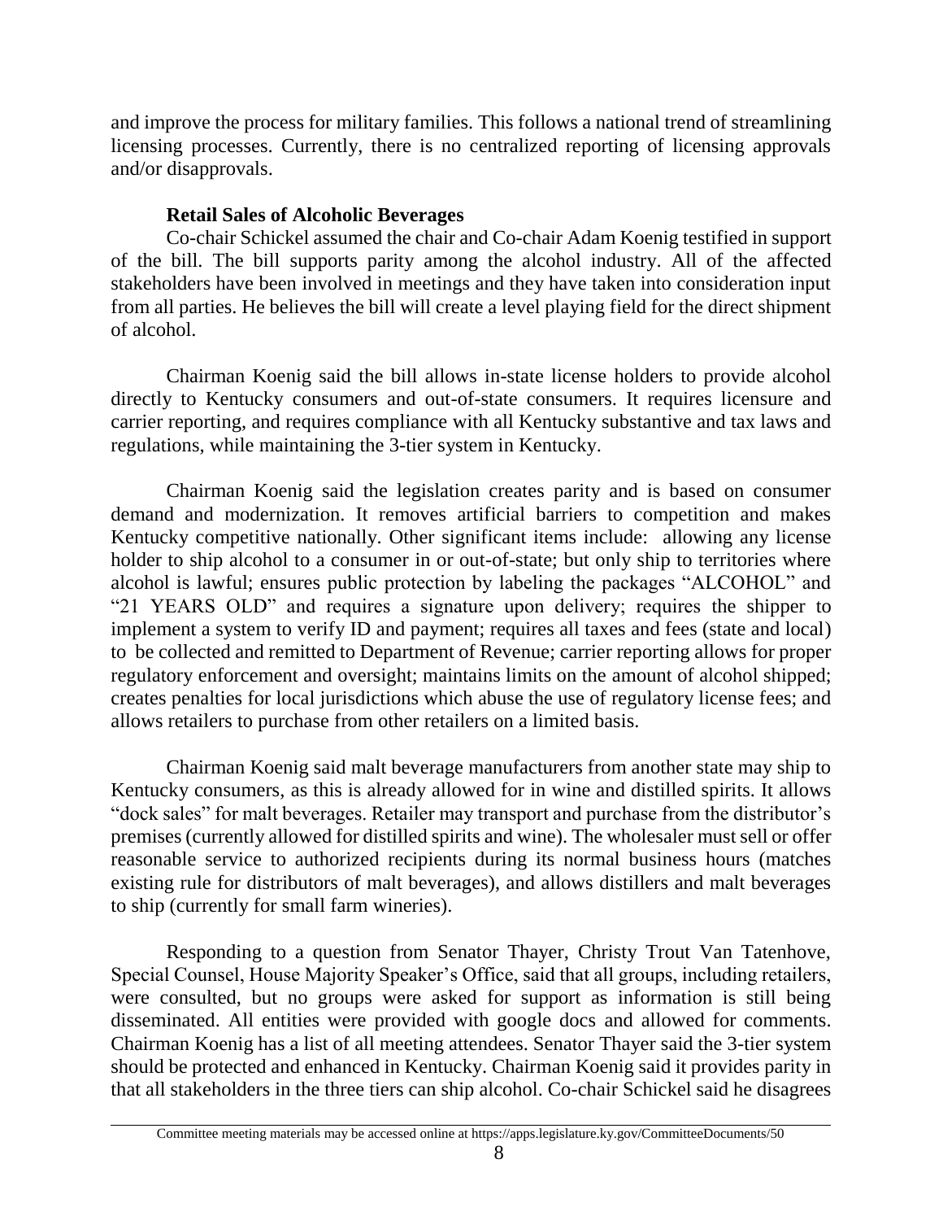and improve the process for military families. This follows a national trend of streamlining licensing processes. Currently, there is no centralized reporting of licensing approvals and/or disapprovals.

**Retail Sales of Alcoholic Beverages**

Co-chair Schickel assumed the chair and Co-chair Adam Koenig testified in support of the bill. The bill supports parity among the alcohol industry. All of the affected stakeholders have been involved in meetings and they have taken into consideration input from all parties. He believes the bill will create a level playing field for the direct shipment of alcohol.

Chairman Koenig said the bill allows in-state license holders to provide alcohol directly to Kentucky consumers and out-of-state consumers. It requires licensure and carrier reporting, and requires compliance with all Kentucky substantive and tax laws and regulations, while maintaining the 3-tier system in Kentucky.

Chairman Koenig said the legislation creates parity and is based on consumer demand and modernization. It removes artificial barriers to competition and makes Kentucky competitive nationally. Other significant items include: allowing any license holder to ship alcohol to a consumer in or out-of-state; but only ship to territories where alcohol is lawful; ensures public protection by labeling the packages "ALCOHOL" and "21 YEARS OLD" and requires a signature upon delivery; requires the shipper to implement a system to verify ID and payment; requires all taxes and fees (state and local) to be collected and remitted to Department of Revenue; carrier reporting allows for proper regulatory enforcement and oversight; maintains limits on the amount of alcohol shipped; creates penalties for local jurisdictions which abuse the use of regulatory license fees; and allows retailers to purchase from other retailers on a limited basis.

Chairman Koenig said malt beverage manufacturers from another state may ship to Kentucky consumers, as this is already allowed for in wine and distilled spirits. It allows "dock sales" for malt beverages. Retailer may transport and purchase from the distributor's premises (currently allowed for distilled spirits and wine). The wholesaler must sell or offer reasonable service to authorized recipients during its normal business hours (matches existing rule for distributors of malt beverages), and allows distillers and malt beverages to ship (currently for small farm wineries).

Responding to a question from Senator Thayer, Christy Trout Van Tatenhove, Special Counsel, House Majority Speaker's Office, said that all groups, including retailers, were consulted, but no groups were asked for support as information is still being disseminated. All entities were provided with google docs and allowed for comments. Chairman Koenig has a list of all meeting attendees. Senator Thayer said the 3-tier system should be protected and enhanced in Kentucky. Chairman Koenig said it provides parity in that all stakeholders in the three tiers can ship alcohol. Co-chair Schickel said he disagrees

Committee meeting materials may be accessed online at https://apps.legislature.ky.gov/CommitteeDocuments/50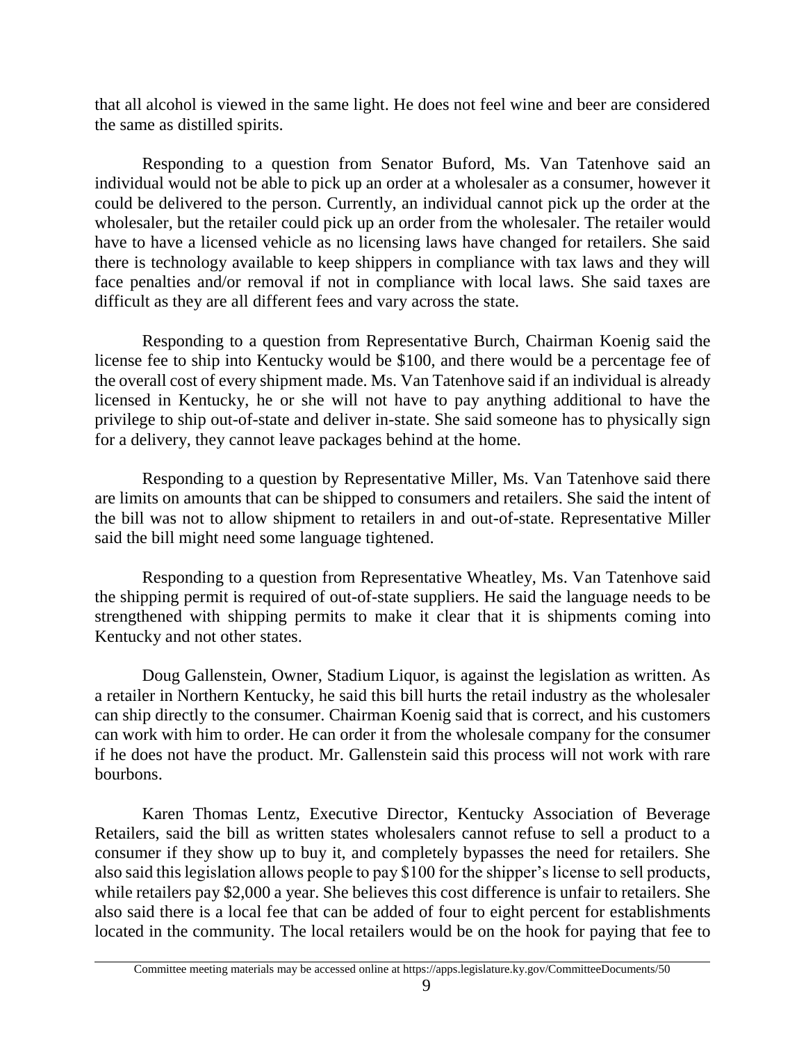that all alcohol is viewed in the same light. He does not feel wine and beer are considered the same as distilled spirits.

Responding to a question from Senator Buford, Ms. Van Tatenhove said an individual would not be able to pick up an order at a wholesaler as a consumer, however it could be delivered to the person. Currently, an individual cannot pick up the order at the wholesaler, but the retailer could pick up an order from the wholesaler. The retailer would have to have a licensed vehicle as no licensing laws have changed for retailers. She said there is technology available to keep shippers in compliance with tax laws and they will face penalties and/or removal if not in compliance with local laws. She said taxes are difficult as they are all different fees and vary across the state.

Responding to a question from Representative Burch, Chairman Koenig said the license fee to ship into Kentucky would be $100, and there would be a percentage fee of the overall cost of every shipment made. Ms. Van Tatenhove said if an individual is already licensed in Kentucky, he or she will not have to pay anything additional to have the privilege to ship out-of-state and deliver in-state. She said someone has to physically sign for a delivery, they cannot leave packages behind at the home.

Responding to a question by Representative Miller, Ms. Van Tatenhove said there are limits on amounts that can be shipped to consumers and retailers. She said the intent of the bill was not to allow shipment to retailers in and out-of-state. Representative Miller said the bill might need some language tightened.

Responding to a question from Representative Wheatley, Ms. Van Tatenhove said the shipping permit is required of out-of-state suppliers. He said the language needs to be strengthened with shipping permits to make it clear that it is shipments coming into Kentucky and not other states.

Doug Gallenstein, Owner, Stadium Liquor, is against the legislation as written. As a retailer in Northern Kentucky, he said this bill hurts the retail industry as the wholesaler can ship directly to the consumer. Chairman Koenig said that is correct, and his customers can work with him to order. He can order it from the wholesale company for the consumer if he does not have the product. Mr. Gallenstein said this process will not work with rare bourbons.

Karen Thomas Lentz, Executive Director, Kentucky Association of Beverage Retailers, said the bill as written states wholesalers cannot refuse to sell a product to a consumer if they show up to buy it, and completely bypasses the need for retailers. She also said this legislation allows people to pay $100 for the shipper's license to sell products, while retailers pay $2,000 a year. She believes this cost difference is unfair to retailers. She also said there is a local fee that can be added of four to eight percent for establishments located in the community. The local retailers would be on the hook for paying that fee to

Committee meeting materials may be accessed online at https://apps.legislature.ky.gov/CommitteeDocuments/50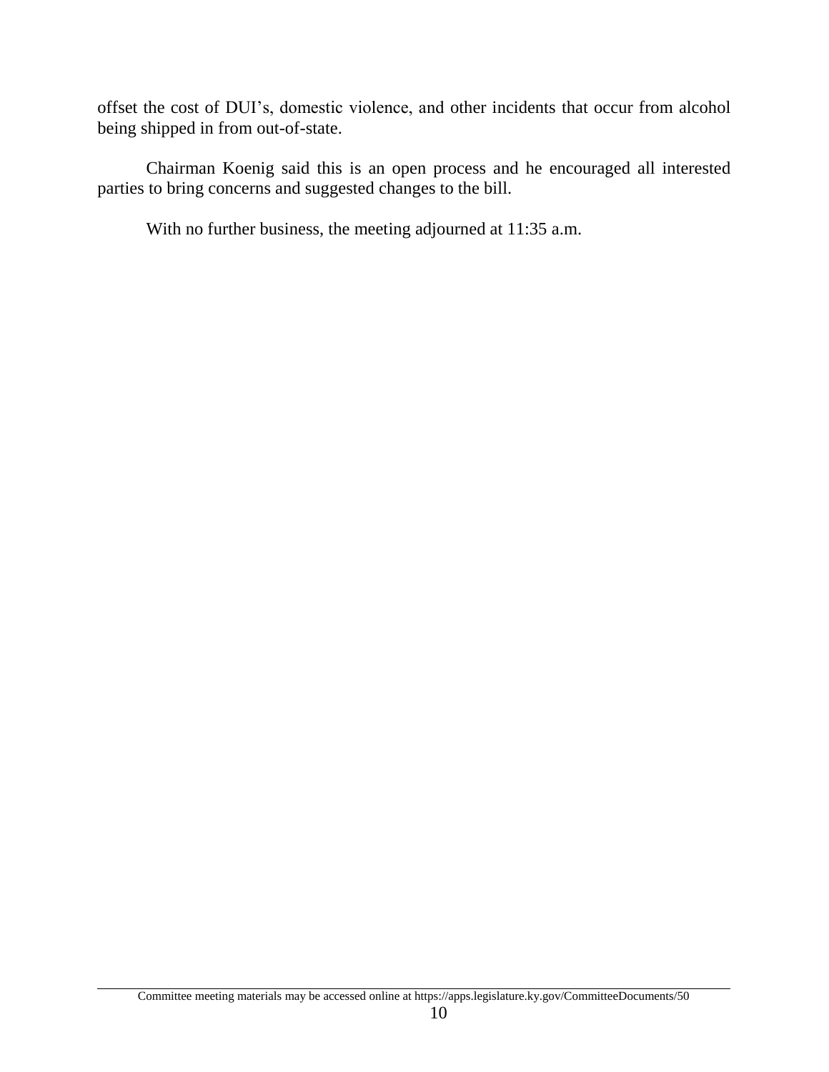offset the cost of DUI's, domestic violence, and other incidents that occur from alcohol being shipped in from out-of-state.

Chairman Koenig said this is an open process and he encouraged all interested parties to bring concerns and suggested changes to the bill.

With no further business, the meeting adjourned at 11:35 a.m.

Committee meeting materials may be accessed online at https://apps.legislature.ky.gov/CommitteeDocuments/50